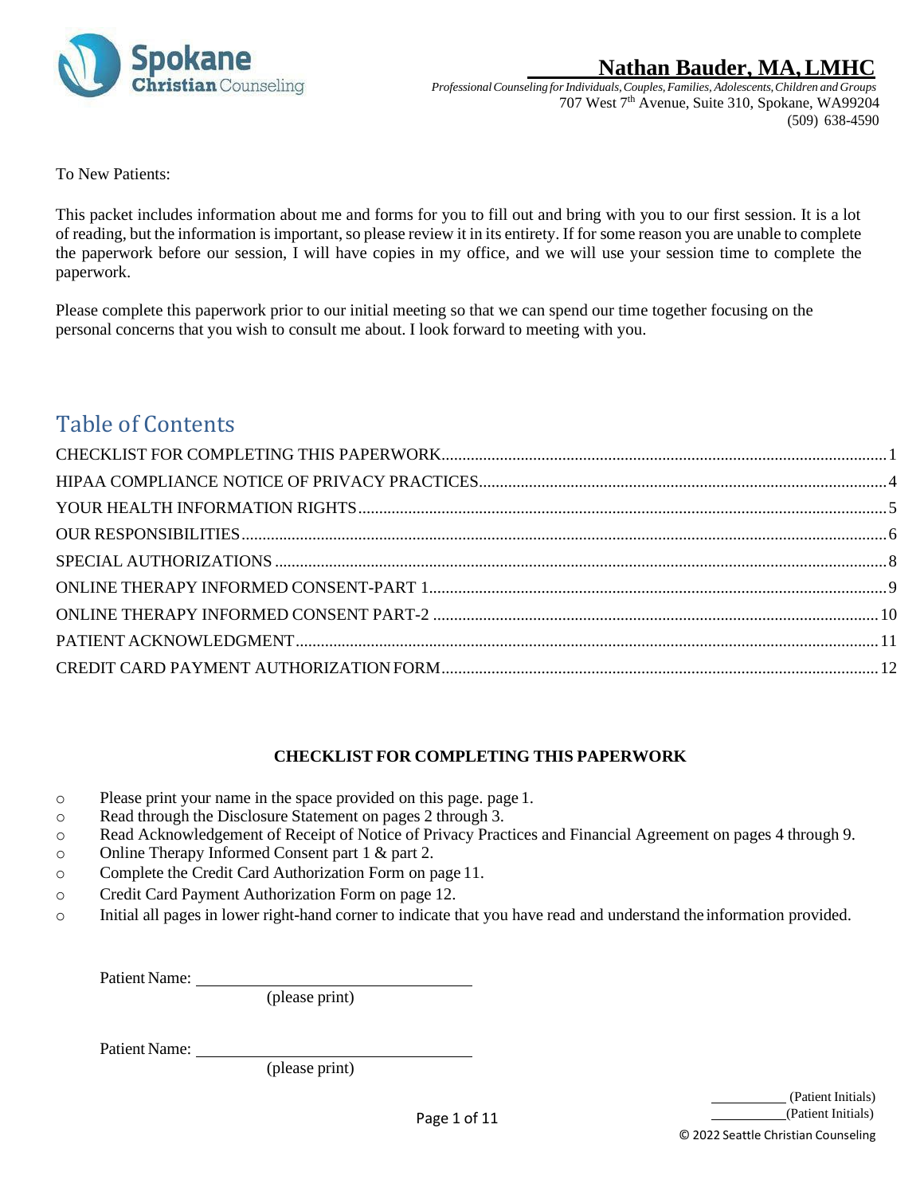Spokane Christian Counseling

**Nathan Bauder, MA, LMHC**

*Professional Counseling for Individuals, Couples, Families, Adolescents, Children and Groups*
707 West 7th Avenue, Suite 310, Spokane, WA99204
(509) 638-4590

To New Patients:

This packet includes information about me and forms for you to fill out and bring with you to our first session. It is a lot of reading, but the information is important, so please review it in its entirety. If for some reason you are unable to complete the paperwork before our session, I will have copies in my office, and we will use your session time to complete the paperwork.

Please complete this paperwork prior to our initial meeting so that we can spend our time together focusing on the personal concerns that you wish to consult me about. I look forward to meeting with you.

## Table of Contents

CHECKLIST FOR COMPLETING THIS PAPERWORK .......... 1
HIPAA COMPLIANCE NOTICE OF PRIVACY PRACTICES .......... 4
YOUR HEALTH INFORMATION RIGHTS .......... 5
OUR RESPONSIBILITIES .......... 6
SPECIAL AUTHORIZATIONS .......... 8
ONLINE THERAPY INFORMED CONSENT-PART 1 .......... 9
ONLINE THERAPY INFORMED CONSENT PART-2 .......... 10
PATIENT ACKNOWLEDGMENT .......... 11
CREDIT CARD PAYMENT AUTHORIZATION FORM .......... 12

### CHECKLIST FOR COMPLETING THIS PAPERWORK

- Please print your name in the space provided on this page. page 1.
- Read through the Disclosure Statement on pages 2 through 3.
- Read Acknowledgement of Receipt of Notice of Privacy Practices and Financial Agreement on pages 4 through 9.
- Online Therapy Informed Consent part 1 & part 2.
- Complete the Credit Card Authorization Form on page 11.
- Credit Card Payment Authorization Form on page 12.
- Initial all pages in lower right-hand corner to indicate that you have read and understand the information provided.

Patient Name: ______________________
(please print)

Patient Name: ______________________
(please print)

__________ (Patient Initials)
__________ (Patient Initials)

© 2022 Seattle Christian Counseling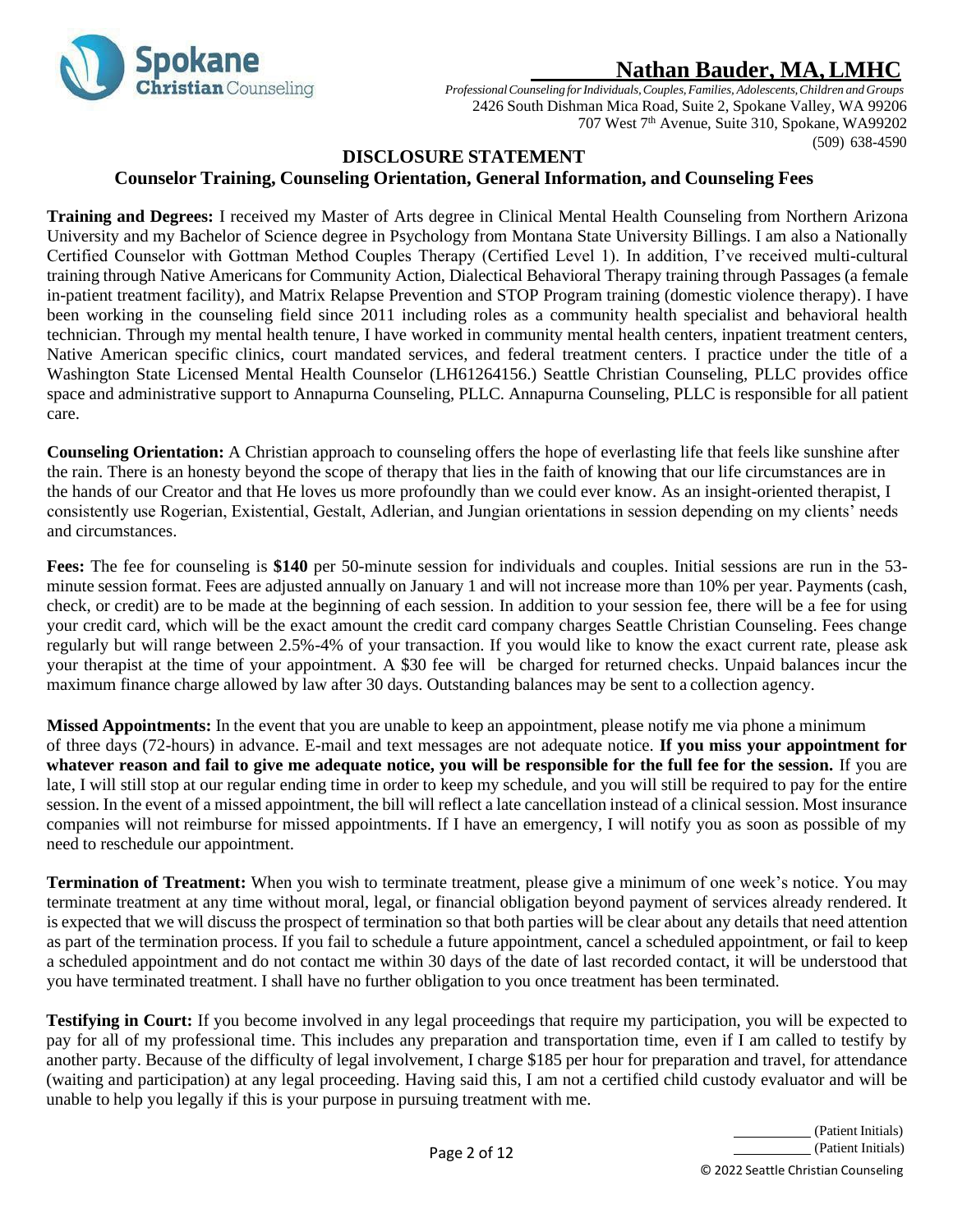Spokane Christian Counseling

# Nathan Bauder, MA, LMHC

*Professional Counseling for Individuals, Couples, Families, Adolescents, Children and Groups*
2426 South Dishman Mica Road, Suite 2, Spokane Valley, WA 99206
707 West 7th Avenue, Suite 310, Spokane, WA99202
(509) 638-4590

## DISCLOSURE STATEMENT

### Counselor Training, Counseling Orientation, General Information, and Counseling Fees

**Training and Degrees:** I received my Master of Arts degree in Clinical Mental Health Counseling from Northern Arizona University and my Bachelor of Science degree in Psychology from Montana State University Billings. I am also a Nationally Certified Counselor with Gottman Method Couples Therapy (Certified Level 1). In addition, I've received multi-cultural training through Native Americans for Community Action, Dialectical Behavioral Therapy training through Passages (a female in-patient treatment facility), and Matrix Relapse Prevention and STOP Program training (domestic violence therapy). I have been working in the counseling field since 2011 including roles as a community health specialist and behavioral health technician. Through my mental health tenure, I have worked in community mental health centers, inpatient treatment centers, Native American specific clinics, court mandated services, and federal treatment centers. I practice under the title of a Washington State Licensed Mental Health Counselor (LH61264156.) Seattle Christian Counseling, PLLC provides office space and administrative support to Annapurna Counseling, PLLC. Annapurna Counseling, PLLC is responsible for all patient care.

**Counseling Orientation:** A Christian approach to counseling offers the hope of everlasting life that feels like sunshine after the rain. There is an honesty beyond the scope of therapy that lies in the faith of knowing that our life circumstances are in the hands of our Creator and that He loves us more profoundly than we could ever know. As an insight-oriented therapist, I consistently use Rogerian, Existential, Gestalt, Adlerian, and Jungian orientations in session depending on my clients' needs and circumstances.

**Fees:** The fee for counseling is **$140** per 50-minute session for individuals and couples. Initial sessions are run in the 53-minute session format. Fees are adjusted annually on January 1 and will not increase more than 10% per year. Payments (cash, check, or credit) are to be made at the beginning of each session. In addition to your session fee, there will be a fee for using your credit card, which will be the exact amount the credit card company charges Seattle Christian Counseling. Fees change regularly but will range between 2.5%-4% of your transaction. If you would like to know the exact current rate, please ask your therapist at the time of your appointment. A $30 fee will be charged for returned checks. Unpaid balances incur the maximum finance charge allowed by law after 30 days. Outstanding balances may be sent to a collection agency.

**Missed Appointments:** In the event that you are unable to keep an appointment, please notify me via phone a minimum of three days (72-hours) in advance. E-mail and text messages are not adequate notice. **If you miss your appointment for whatever reason and fail to give me adequate notice, you will be responsible for the full fee for the session.** If you are late, I will still stop at our regular ending time in order to keep my schedule, and you will still be required to pay for the entire session. In the event of a missed appointment, the bill will reflect a late cancellation instead of a clinical session. Most insurance companies will not reimburse for missed appointments. If I have an emergency, I will notify you as soon as possible of my need to reschedule our appointment.

**Termination of Treatment:** When you wish to terminate treatment, please give a minimum of one week's notice. You may terminate treatment at any time without moral, legal, or financial obligation beyond payment of services already rendered. It is expected that we will discuss the prospect of termination so that both parties will be clear about any details that need attention as part of the termination process. If you fail to schedule a future appointment, cancel a scheduled appointment, or fail to keep a scheduled appointment and do not contact me within 30 days of the date of last recorded contact, it will be understood that you have terminated treatment. I shall have no further obligation to you once treatment has been terminated.

**Testifying in Court:** If you become involved in any legal proceedings that require my participation, you will be expected to pay for all of my professional time. This includes any preparation and transportation time, even if I am called to testify by another party. Because of the difficulty of legal involvement, I charge $185 per hour for preparation and travel, for attendance (waiting and participation) at any legal proceeding. Having said this, I am not a certified child custody evaluator and will be unable to help you legally if this is your purpose in pursuing treatment with me.

__________ (Patient Initials)
__________ (Patient Initials)

© 2022 Seattle Christian Counseling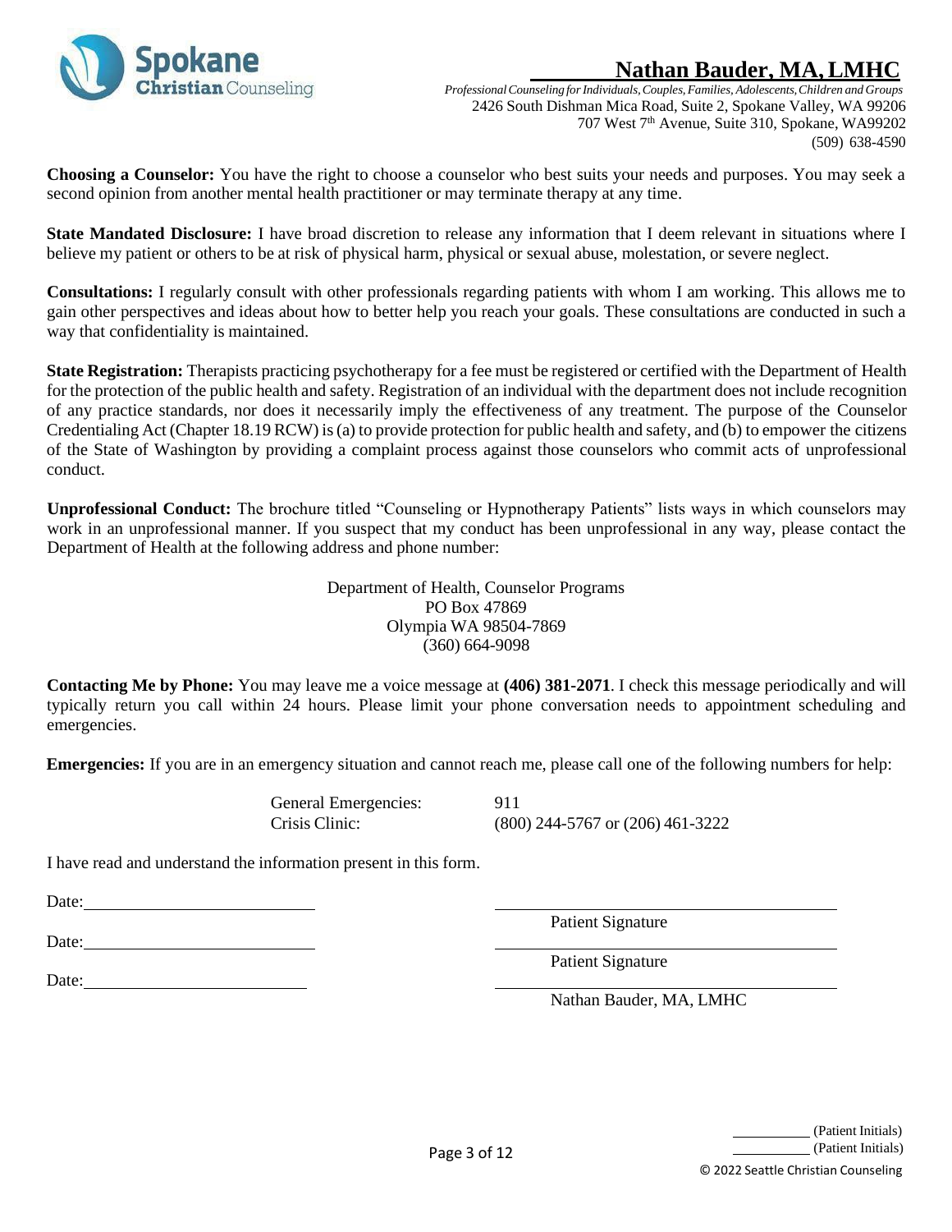**Choosing a Counselor:** You have the right to choose a counselor who best suits your needs and purposes. You may seek a second opinion from another mental health practitioner or may terminate therapy at any time.

**State Mandated Disclosure:** I have broad discretion to release any information that I deem relevant in situations where I believe my patient or others to be at risk of physical harm, physical or sexual abuse, molestation, or severe neglect.

**Consultations:** I regularly consult with other professionals regarding patients with whom I am working. This allows me to gain other perspectives and ideas about how to better help you reach your goals. These consultations are conducted in such a way that confidentiality is maintained.

**State Registration:** Therapists practicing psychotherapy for a fee must be registered or certified with the Department of Health for the protection of the public health and safety. Registration of an individual with the department does not include recognition of any practice standards, nor does it necessarily imply the effectiveness of any treatment. The purpose of the Counselor Credentialing Act (Chapter 18.19 RCW) is (a) to provide protection for public health and safety, and (b) to empower the citizens of the State of Washington by providing a complaint process against those counselors who commit acts of unprofessional conduct.

**Unprofessional Conduct:** The brochure titled "Counseling or Hypnotherapy Patients" lists ways in which counselors may work in an unprofessional manner. If you suspect that my conduct has been unprofessional in any way, please contact the Department of Health at the following address and phone number:

Department of Health, Counselor Programs
PO Box 47869
Olympia WA 98504-7869
(360) 664-9098

**Contacting Me by Phone:** You may leave me a voice message at **(406) 381-2071**. I check this message periodically and will typically return you call within 24 hours. Please limit your phone conversation needs to appointment scheduling and emergencies.

**Emergencies:** If you are in an emergency situation and cannot reach me, please call one of the following numbers for help:

| | |
|---|---|
| General Emergencies: | 911 |
| Crisis Clinic: | (800) 244-5767 or (206) 461-3222 |

I have read and understand the information present in this form.

Date: ______________________ ______________________
Patient Signature

Date: ______________________ ______________________
Patient Signature

Date: ______________________ ______________________
Nathan Bauder, MA, LMHC

______ (Patient Initials)
______ (Patient Initials)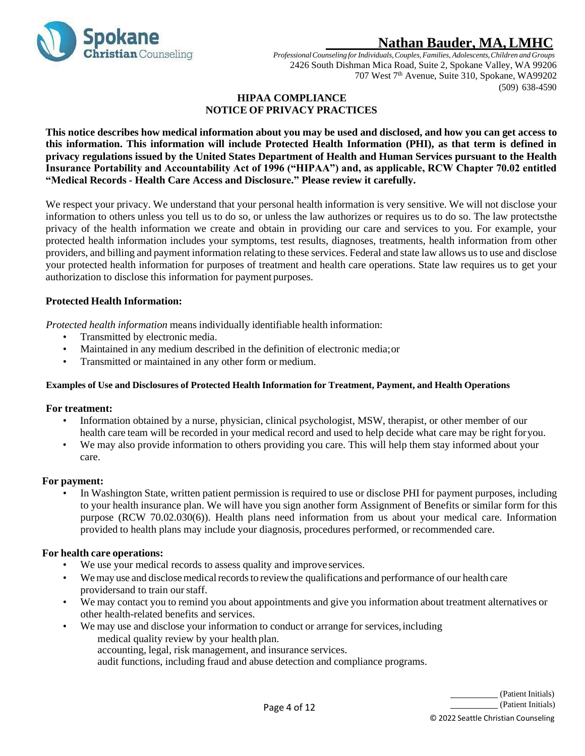# Nathan Bauder, MA, LMHC

*Professional Counseling for Individuals, Couples, Families, Adolescents, Children and Groups*
2426 South Dishman Mica Road, Suite 2, Spokane Valley, WA 99206
707 West 7th Avenue, Suite 310, Spokane, WA99202
(509) 638-4590

## HIPAA COMPLIANCE
## NOTICE OF PRIVACY PRACTICES

**This notice describes how medical information about you may be used and disclosed, and how you can get access to this information. This information will include Protected Health Information (PHI), as that term is defined in privacy regulations issued by the United States Department of Health and Human Services pursuant to the Health Insurance Portability and Accountability Act of 1996 ("HIPAA") and, as applicable, RCW Chapter 70.02 entitled "Medical Records - Health Care Access and Disclosure." Please review it carefully.**

We respect your privacy. We understand that your personal health information is very sensitive. We will not disclose your information to others unless you tell us to do so, or unless the law authorizes or requires us to do so. The law protectsthe privacy of the health information we create and obtain in providing our care and services to you. For example, your protected health information includes your symptoms, test results, diagnoses, treatments, health information from other providers, and billing and payment information relating to these services. Federal and state law allows us to use and disclose your protected health information for purposes of treatment and health care operations. State law requires us to get your authorization to disclose this information for payment purposes.

### Protected Health Information:

*Protected health information* means individually identifiable health information:

- Transmitted by electronic media.
- Maintained in any medium described in the definition of electronic media;or
- Transmitted or maintained in any other form or medium.

#### Examples of Use and Disclosures of Protected Health Information for Treatment, Payment, and Health Operations

**For treatment:**

- Information obtained by a nurse, physician, clinical psychologist, MSW, therapist, or other member of our health care team will be recorded in your medical record and used to help decide what care may be right foryou.
- We may also provide information to others providing you care. This will help them stay informed about your care.

**For payment:**

- In Washington State, written patient permission is required to use or disclose PHI for payment purposes, including to your health insurance plan. We will have you sign another form Assignment of Benefits or similar form for this purpose (RCW 70.02.030(6)). Health plans need information from us about your medical care. Information provided to health plans may include your diagnosis, procedures performed, or recommended care.

**For health care operations:**

- We use your medical records to assess quality and improve services.
- We may use and disclose medical records to review the qualifications and performance of our health care providersand to train our staff.
- We may contact you to remind you about appointments and give you information about treatment alternatives or other health-related benefits and services.
- We may use and disclose your information to conduct or arrange for services, including
  - medical quality review by your health plan.
  - accounting, legal, risk management, and insurance services.
  - audit functions, including fraud and abuse detection and compliance programs.

\_\_\_\_\_\_\_\_\_\_ (Patient Initials)
\_\_\_\_\_\_\_\_\_\_ (Patient Initials)

© 2022 Seattle Christian Counseling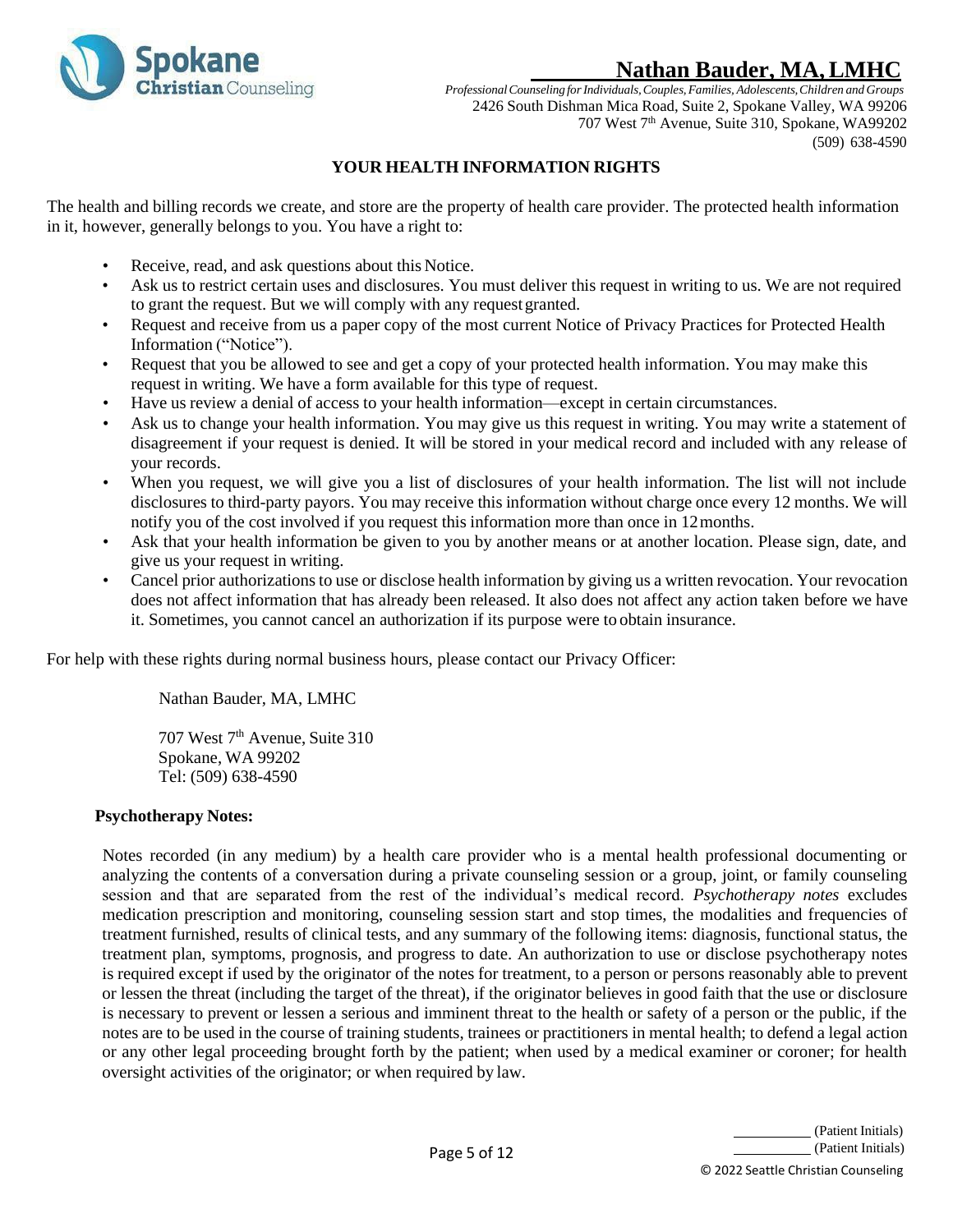## Nathan Bauder, MA, LMHC

*Professional Counseling for Individuals, Couples, Families, Adolescents, Children and Groups*
2426 South Dishman Mica Road, Suite 2, Spokane Valley, WA 99206
707 West 7th Avenue, Suite 310, Spokane, WA99202
(509) 638-4590

### YOUR HEALTH INFORMATION RIGHTS

The health and billing records we create, and store are the property of health care provider. The protected health information in it, however, generally belongs to you. You have a right to:

- Receive, read, and ask questions about this Notice.
- Ask us to restrict certain uses and disclosures. You must deliver this request in writing to us. We are not required to grant the request. But we will comply with any request granted.
- Request and receive from us a paper copy of the most current Notice of Privacy Practices for Protected Health Information ("Notice").
- Request that you be allowed to see and get a copy of your protected health information. You may make this request in writing. We have a form available for this type of request.
- Have us review a denial of access to your health information—except in certain circumstances.
- Ask us to change your health information. You may give us this request in writing. You may write a statement of disagreement if your request is denied. It will be stored in your medical record and included with any release of your records.
- When you request, we will give you a list of disclosures of your health information. The list will not include disclosures to third-party payors. You may receive this information without charge once every 12 months. We will notify you of the cost involved if you request this information more than once in 12 months.
- Ask that your health information be given to you by another means or at another location. Please sign, date, and give us your request in writing.
- Cancel prior authorizations to use or disclose health information by giving us a written revocation. Your revocation does not affect information that has already been released. It also does not affect any action taken before we have it. Sometimes, you cannot cancel an authorization if its purpose were to obtain insurance.

For help with these rights during normal business hours, please contact our Privacy Officer:

Nathan Bauder, MA, LMHC

707 West 7th Avenue, Suite 310
Spokane, WA 99202
Tel: (509) 638-4590

**Psychotherapy Notes:**

Notes recorded (in any medium) by a health care provider who is a mental health professional documenting or analyzing the contents of a conversation during a private counseling session or a group, joint, or family counseling session and that are separated from the rest of the individual's medical record. *Psychotherapy notes* excludes medication prescription and monitoring, counseling session start and stop times, the modalities and frequencies of treatment furnished, results of clinical tests, and any summary of the following items: diagnosis, functional status, the treatment plan, symptoms, prognosis, and progress to date. An authorization to use or disclose psychotherapy notes is required except if used by the originator of the notes for treatment, to a person or persons reasonably able to prevent or lessen the threat (including the target of the threat), if the originator believes in good faith that the use or disclosure is necessary to prevent or lessen a serious and imminent threat to the health or safety of a person or the public, if the notes are to be used in the course of training students, trainees or practitioners in mental health; to defend a legal action or any other legal proceeding brought forth by the patient; when used by a medical examiner or coroner; for health oversight activities of the originator; or when required by law.

\_\_\_\_\_\_\_\_\_\_ (Patient Initials)
\_\_\_\_\_\_\_\_\_\_ (Patient Initials)

© 2022 Seattle Christian Counseling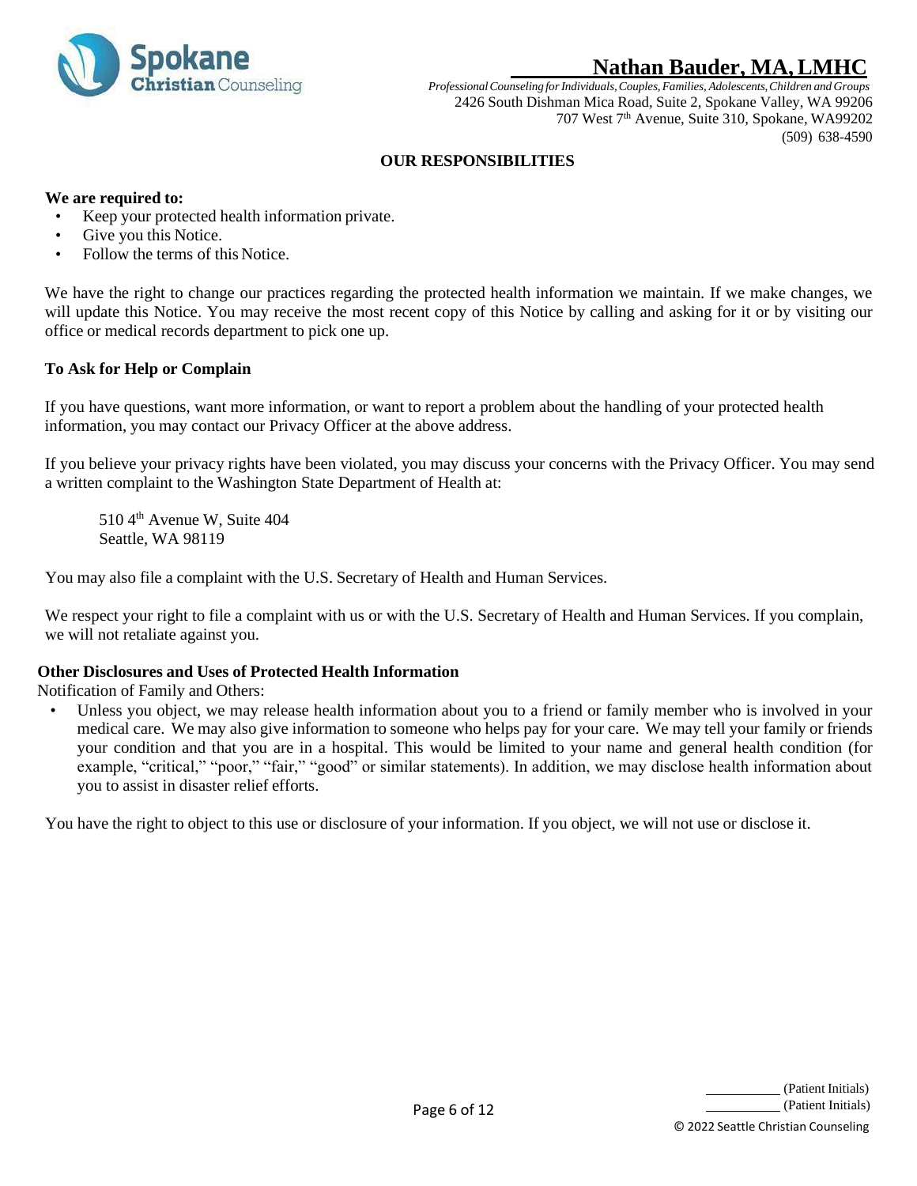## OUR RESPONSIBILITIES

**We are required to:**

- Keep your protected health information private.
- Give you this Notice.
- Follow the terms of this Notice.

We have the right to change our practices regarding the protected health information we maintain. If we make changes, we will update this Notice. You may receive the most recent copy of this Notice by calling and asking for it or by visiting our office or medical records department to pick one up.

**To Ask for Help or Complain**

If you have questions, want more information, or want to report a problem about the handling of your protected health information, you may contact our Privacy Officer at the above address.

If you believe your privacy rights have been violated, you may discuss your concerns with the Privacy Officer. You may send a written complaint to the Washington State Department of Health at:

> 510 4th Avenue W, Suite 404
> Seattle, WA 98119

You may also file a complaint with the U.S. Secretary of Health and Human Services.

We respect your right to file a complaint with us or with the U.S. Secretary of Health and Human Services. If you complain, we will not retaliate against you.

**Other Disclosures and Uses of Protected Health Information**

Notification of Family and Others:

- Unless you object, we may release health information about you to a friend or family member who is involved in your medical care. We may also give information to someone who helps pay for your care. We may tell your family or friends your condition and that you are in a hospital. This would be limited to your name and general health condition (for example, “critical,” “poor,” “fair,” “good” or similar statements). In addition, we may disclose health information about you to assist in disaster relief efforts.

You have the right to object to this use or disclosure of your information. If you object, we will not use or disclose it.

\_\_\_\_\_\_\_\_\_\_ (Patient Initials)
\_\_\_\_\_\_\_\_\_\_ (Patient Initials)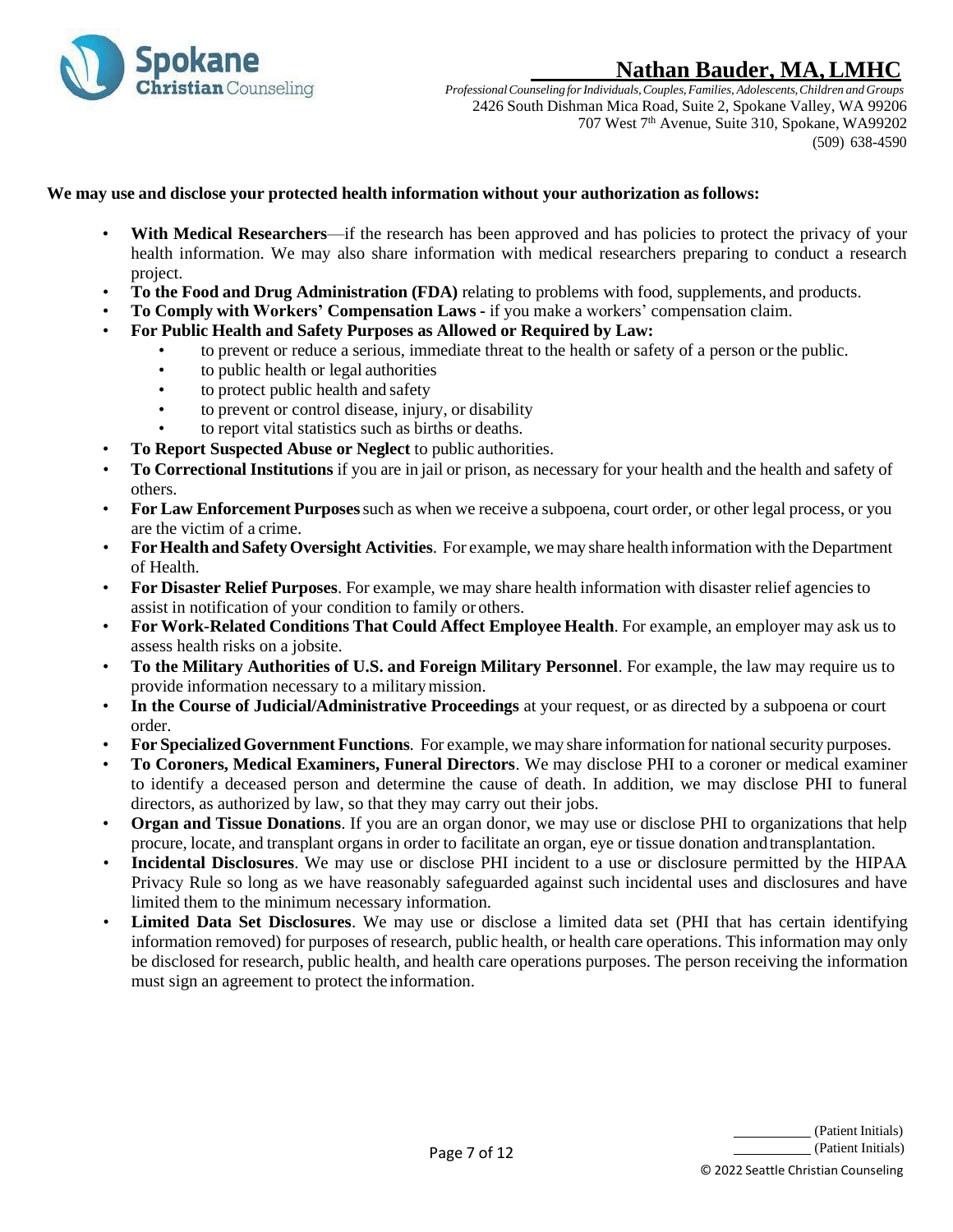**We may use and disclose your protected health information without your authorization as follows:**

- **With Medical Researchers**—if the research has been approved and has policies to protect the privacy of your health information. We may also share information with medical researchers preparing to conduct a research project.
- **To the Food and Drug Administration (FDA)** relating to problems with food, supplements, and products.
- **To Comply with Workers' Compensation Laws -** if you make a workers' compensation claim.
- **For Public Health and Safety Purposes as Allowed or Required by Law:**
    - to prevent or reduce a serious, immediate threat to the health or safety of a person or the public.
    - to public health or legal authorities
    - to protect public health and safety
    - to prevent or control disease, injury, or disability
    - to report vital statistics such as births or deaths.
- **To Report Suspected Abuse or Neglect** to public authorities.
- **To Correctional Institutions** if you are in jail or prison, as necessary for your health and the health and safety of others.
- **For Law Enforcement Purposes** such as when we receive a subpoena, court order, or other legal process, or you are the victim of a crime.
- **For Health and Safety Oversight Activities**. For example, we may share health information with the Department of Health.
- **For Disaster Relief Purposes**. For example, we may share health information with disaster relief agencies to assist in notification of your condition to family or others.
- **For Work-Related Conditions That Could Affect Employee Health**. For example, an employer may ask us to assess health risks on a jobsite.
- **To the Military Authorities of U.S. and Foreign Military Personnel**. For example, the law may require us to provide information necessary to a military mission.
- **In the Course of Judicial/Administrative Proceedings** at your request, or as directed by a subpoena or court order.
- **For Specialized Government Functions**. For example, we may share information for national security purposes.
- **To Coroners, Medical Examiners, Funeral Directors**. We may disclose PHI to a coroner or medical examiner to identify a deceased person and determine the cause of death. In addition, we may disclose PHI to funeral directors, as authorized by law, so that they may carry out their jobs.
- **Organ and Tissue Donations**. If you are an organ donor, we may use or disclose PHI to organizations that help procure, locate, and transplant organs in order to facilitate an organ, eye or tissue donation and transplantation.
- **Incidental Disclosures**. We may use or disclose PHI incident to a use or disclosure permitted by the HIPAA Privacy Rule so long as we have reasonably safeguarded against such incidental uses and disclosures and have limited them to the minimum necessary information.
- **Limited Data Set Disclosures**. We may use or disclose a limited data set (PHI that has certain identifying information removed) for purposes of research, public health, or health care operations. This information may only be disclosed for research, public health, and health care operations purposes. The person receiving the information must sign an agreement to protect the information.

\_\_\_\_\_\_\_\_\_\_ (Patient Initials)
\_\_\_\_\_\_\_\_\_\_ (Patient Initials)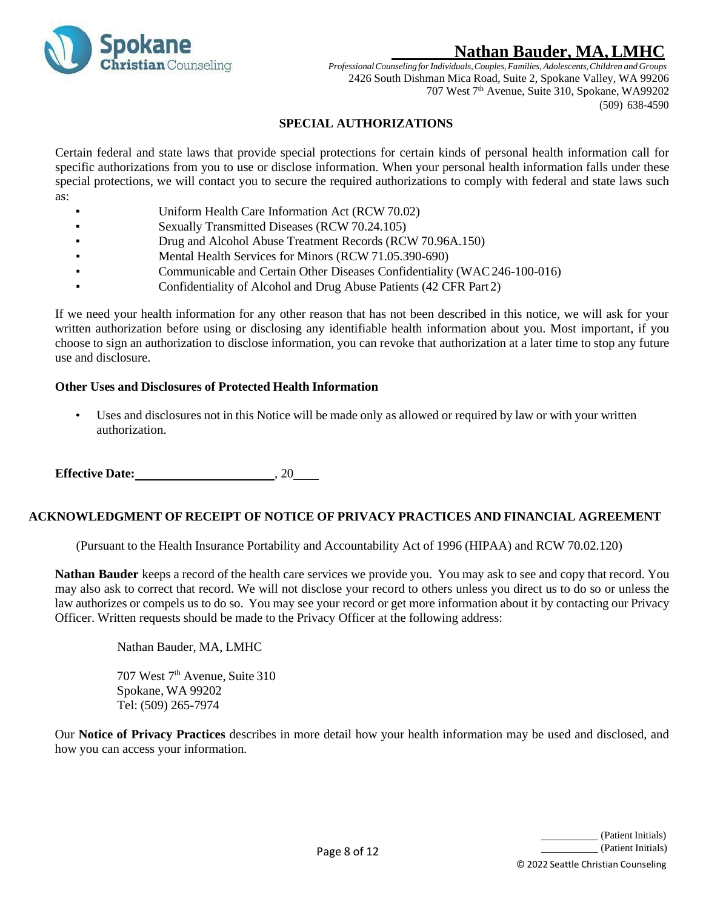## SPECIAL AUTHORIZATIONS

Certain federal and state laws that provide special protections for certain kinds of personal health information call for specific authorizations from you to use or disclose information. When your personal health information falls under these special protections, we will contact you to secure the required authorizations to comply with federal and state laws such as:

- Uniform Health Care Information Act (RCW 70.02)
- Sexually Transmitted Diseases (RCW 70.24.105)
- Drug and Alcohol Abuse Treatment Records (RCW 70.96A.150)
- Mental Health Services for Minors (RCW 71.05.390-690)
- Communicable and Certain Other Diseases Confidentiality (WAC 246-100-016)
- Confidentiality of Alcohol and Drug Abuse Patients (42 CFR Part 2)

If we need your health information for any other reason that has not been described in this notice, we will ask for your written authorization before using or disclosing any identifiable health information about you. Most important, if you choose to sign an authorization to disclose information, you can revoke that authorization at a later time to stop any future use and disclosure.

**Other Uses and Disclosures of Protected Health Information**

- Uses and disclosures not in this Notice will be made only as allowed or required by law or with your written authorization.

**Effective Date:** ______________________, 20____

## ACKNOWLEDGMENT OF RECEIPT OF NOTICE OF PRIVACY PRACTICES AND FINANCIAL AGREEMENT

(Pursuant to the Health Insurance Portability and Accountability Act of 1996 (HIPAA) and RCW 70.02.120)

**Nathan Bauder** keeps a record of the health care services we provide you. You may ask to see and copy that record. You may also ask to correct that record. We will not disclose your record to others unless you direct us to do so or unless the law authorizes or compels us to do so. You may see your record or get more information about it by contacting our Privacy Officer. Written requests should be made to the Privacy Officer at the following address:

Nathan Bauder, MA, LMHC

707 West 7th Avenue, Suite 310
Spokane, WA 99202
Tel: (509) 265-7974

Our **Notice of Privacy Practices** describes in more detail how your health information may be used and disclosed, and how you can access your information.

__________ (Patient Initials)
__________ (Patient Initials)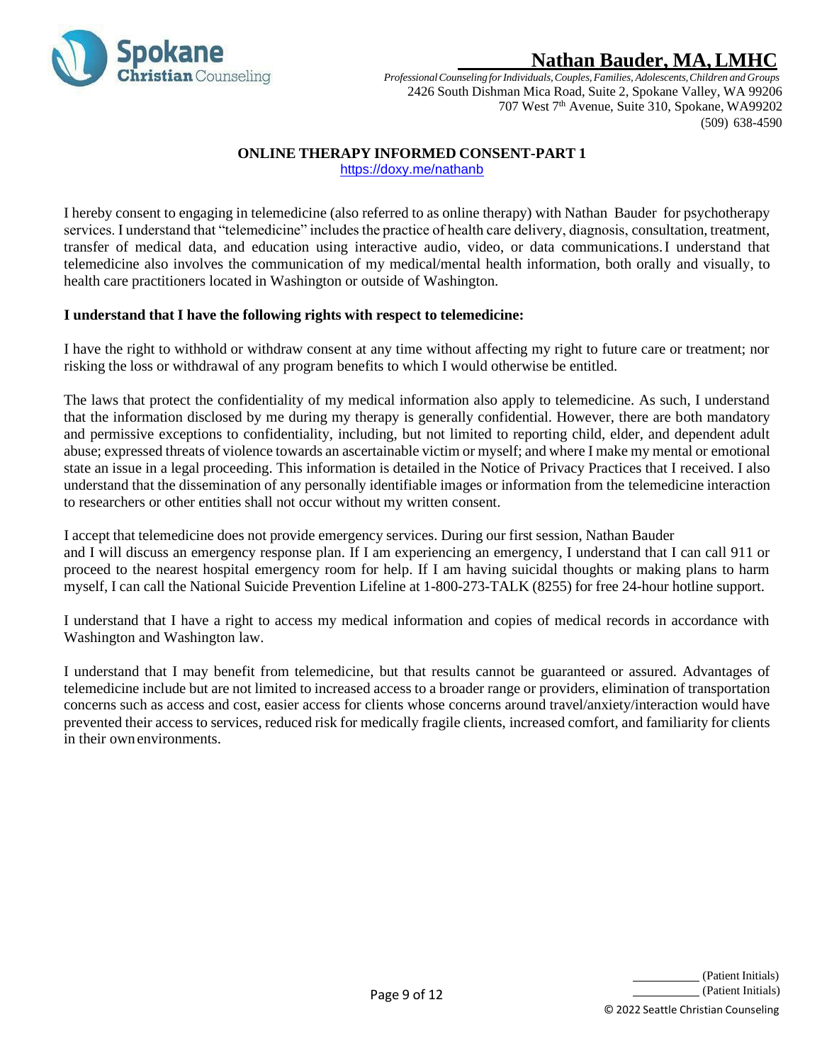**Nathan Bauder, MA, LMHC**

*Professional Counseling for Individuals, Couples, Families, Adolescents, Children and Groups*
2426 South Dishman Mica Road, Suite 2, Spokane Valley, WA 99206
707 West 7th Avenue, Suite 310, Spokane, WA99202
(509) 638-4590

## ONLINE THERAPY INFORMED CONSENT-PART 1

https://doxy.me/nathanb

I hereby consent to engaging in telemedicine (also referred to as online therapy) with Nathan Bauder for psychotherapy services. I understand that "telemedicine" includes the practice of health care delivery, diagnosis, consultation, treatment, transfer of medical data, and education using interactive audio, video, or data communications. I understand that telemedicine also involves the communication of my medical/mental health information, both orally and visually, to health care practitioners located in Washington or outside of Washington.

**I understand that I have the following rights with respect to telemedicine:**

I have the right to withhold or withdraw consent at any time without affecting my right to future care or treatment; nor risking the loss or withdrawal of any program benefits to which I would otherwise be entitled.

The laws that protect the confidentiality of my medical information also apply to telemedicine. As such, I understand that the information disclosed by me during my therapy is generally confidential. However, there are both mandatory and permissive exceptions to confidentiality, including, but not limited to reporting child, elder, and dependent adult abuse; expressed threats of violence towards an ascertainable victim or myself; and where I make my mental or emotional state an issue in a legal proceeding. This information is detailed in the Notice of Privacy Practices that I received. I also understand that the dissemination of any personally identifiable images or information from the telemedicine interaction to researchers or other entities shall not occur without my written consent.

I accept that telemedicine does not provide emergency services. During our first session, Nathan Bauder and I will discuss an emergency response plan. If I am experiencing an emergency, I understand that I can call 911 or proceed to the nearest hospital emergency room for help. If I am having suicidal thoughts or making plans to harm myself, I can call the National Suicide Prevention Lifeline at 1-800-273-TALK (8255) for free 24-hour hotline support.

I understand that I have a right to access my medical information and copies of medical records in accordance with Washington and Washington law.

I understand that I may benefit from telemedicine, but that results cannot be guaranteed or assured. Advantages of telemedicine include but are not limited to increased access to a broader range or providers, elimination of transportation concerns such as access and cost, easier access for clients whose concerns around travel/anxiety/interaction would have prevented their access to services, reduced risk for medically fragile clients, increased comfort, and familiarity for clients in their own environments.

__________ (Patient Initials)
__________ (Patient Initials)

© 2022 Seattle Christian Counseling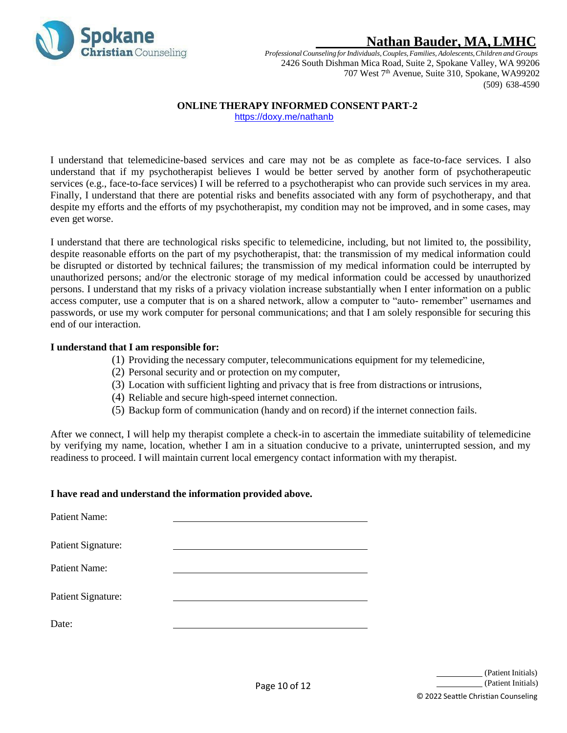**Spokane Christian Counseling**

## Nathan Bauder, MA, LMHC

*Professional Counseling for Individuals, Couples, Families, Adolescents, Children and Groups*
2426 South Dishman Mica Road, Suite 2, Spokane Valley, WA 99206
707 West 7th Avenue, Suite 310, Spokane, WA99202
(509) 638-4590

### ONLINE THERAPY INFORMED CONSENT PART-2

https://doxy.me/nathanb

I understand that telemedicine-based services and care may not be as complete as face-to-face services. I also understand that if my psychotherapist believes I would be better served by another form of psychotherapeutic services (e.g., face-to-face services) I will be referred to a psychotherapist who can provide such services in my area. Finally, I understand that there are potential risks and benefits associated with any form of psychotherapy, and that despite my efforts and the efforts of my psychotherapist, my condition may not be improved, and in some cases, may even get worse.

I understand that there are technological risks specific to telemedicine, including, but not limited to, the possibility, despite reasonable efforts on the part of my psychotherapist, that: the transmission of my medical information could be disrupted or distorted by technical failures; the transmission of my medical information could be interrupted by unauthorized persons; and/or the electronic storage of my medical information could be accessed by unauthorized persons. I understand that my risks of a privacy violation increase substantially when I enter information on a public access computer, use a computer that is on a shared network, allow a computer to "auto- remember" usernames and passwords, or use my work computer for personal communications; and that I am solely responsible for securing this end of our interaction.

**I understand that I am responsible for:**

(1) Providing the necessary computer, telecommunications equipment for my telemedicine,
(2) Personal security and or protection on my computer,
(3) Location with sufficient lighting and privacy that is free from distractions or intrusions,
(4) Reliable and secure high-speed internet connection.
(5) Backup form of communication (handy and on record) if the internet connection fails.

After we connect, I will help my therapist complete a check-in to ascertain the immediate suitability of telemedicine by verifying my name, location, whether I am in a situation conducive to a private, uninterrupted session, and my readiness to proceed. I will maintain current local emergency contact information with my therapist.

**I have read and understand the information provided above.**

Patient Name: ______________________________

Patient Signature: ______________________________

Patient Name: ______________________________

Patient Signature: ______________________________

Date: ______________________________

__________ (Patient Initials)
__________ (Patient Initials)

© 2022 Seattle Christian Counseling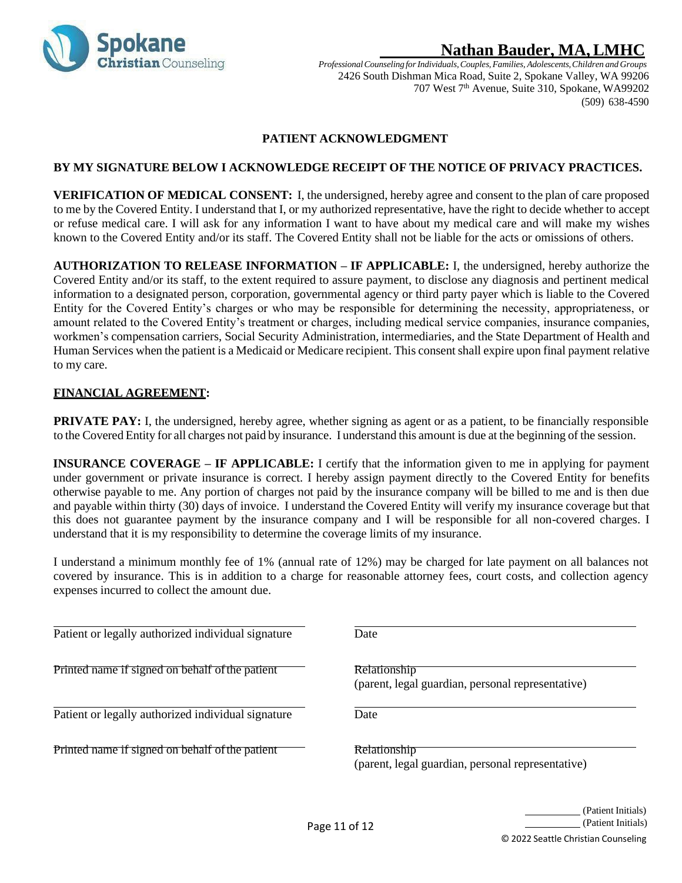Spokane Christian Counseling

**Nathan Bauder, MA, LMHC**

*Professional Counseling for Individuals, Couples, Families, Adolescents, Children and Groups*
2426 South Dishman Mica Road, Suite 2, Spokane Valley, WA 99206
707 West 7th Avenue, Suite 310, Spokane, WA99202
(509) 638-4590

## PATIENT ACKNOWLEDGMENT

**BY MY SIGNATURE BELOW I ACKNOWLEDGE RECEIPT OF THE NOTICE OF PRIVACY PRACTICES.**

**VERIFICATION OF MEDICAL CONSENT:** I, the undersigned, hereby agree and consent to the plan of care proposed to me by the Covered Entity. I understand that I, or my authorized representative, have the right to decide whether to accept or refuse medical care. I will ask for any information I want to have about my medical care and will make my wishes known to the Covered Entity and/or its staff. The Covered Entity shall not be liable for the acts or omissions of others.

**AUTHORIZATION TO RELEASE INFORMATION – IF APPLICABLE:** I, the undersigned, hereby authorize the Covered Entity and/or its staff, to the extent required to assure payment, to disclose any diagnosis and pertinent medical information to a designated person, corporation, governmental agency or third party payer which is liable to the Covered Entity for the Covered Entity's charges or who may be responsible for determining the necessity, appropriateness, or amount related to the Covered Entity's treatment or charges, including medical service companies, insurance companies, workmen's compensation carriers, Social Security Administration, intermediaries, and the State Department of Health and Human Services when the patient is a Medicaid or Medicare recipient. This consent shall expire upon final payment relative to my care.

**FINANCIAL AGREEMENT:**

**PRIVATE PAY:** I, the undersigned, hereby agree, whether signing as agent or as a patient, to be financially responsible to the Covered Entity for all charges not paid by insurance. I understand this amount is due at the beginning of the session.

**INSURANCE COVERAGE – IF APPLICABLE:** I certify that the information given to me in applying for payment under government or private insurance is correct. I hereby assign payment directly to the Covered Entity for benefits otherwise payable to me. Any portion of charges not paid by the insurance company will be billed to me and is then due and payable within thirty (30) days of invoice. I understand the Covered Entity will verify my insurance coverage but that this does not guarantee payment by the insurance company and I will be responsible for all non-covered charges. I understand that it is my responsibility to determine the coverage limits of my insurance.

I understand a minimum monthly fee of 1% (annual rate of 12%) may be charged for late payment on all balances not covered by insurance. This is in addition to a charge for reasonable attorney fees, court costs, and collection agency expenses incurred to collect the amount due.

\_\_\_\_\_\_\_\_\_\_\_\_\_\_\_\_\_\_\_\_\_\_\_\_\_\_\_\_\_\_\_\_\_\_\_\_\_\_ \_\_\_\_\_\_\_\_\_\_\_\_\_\_\_\_\_\_\_\_\_\_\_\_\_\_\_\_\_\_\_\_\_\_\_\_\_\_
Patient or legally authorized individual signature Date

\_\_\_\_\_\_\_\_\_\_\_\_\_\_\_\_\_\_\_\_\_\_\_\_\_\_\_\_\_\_\_\_\_\_\_\_\_\_ \_\_\_\_\_\_\_\_\_\_\_\_\_\_\_\_\_\_\_\_\_\_\_\_\_\_\_\_\_\_\_\_\_\_\_\_\_\_
Printed name if signed on behalf of the patient Relationship (parent, legal guardian, personal representative)

\_\_\_\_\_\_\_\_\_\_\_\_\_\_\_\_\_\_\_\_\_\_\_\_\_\_\_\_\_\_\_\_\_\_\_\_\_\_ \_\_\_\_\_\_\_\_\_\_\_\_\_\_\_\_\_\_\_\_\_\_\_\_\_\_\_\_\_\_\_\_\_\_\_\_\_\_
Patient or legally authorized individual signature Date

\_\_\_\_\_\_\_\_\_\_\_\_\_\_\_\_\_\_\_\_\_\_\_\_\_\_\_\_\_\_\_\_\_\_\_\_\_\_ \_\_\_\_\_\_\_\_\_\_\_\_\_\_\_\_\_\_\_\_\_\_\_\_\_\_\_\_\_\_\_\_\_\_\_\_\_\_
Printed name if signed on behalf of the patient Relationship (parent, legal guardian, personal representative)

\_\_\_\_\_\_\_\_\_\_ (Patient Initials)
\_\_\_\_\_\_\_\_\_\_ (Patient Initials)

© 2022 Seattle Christian Counseling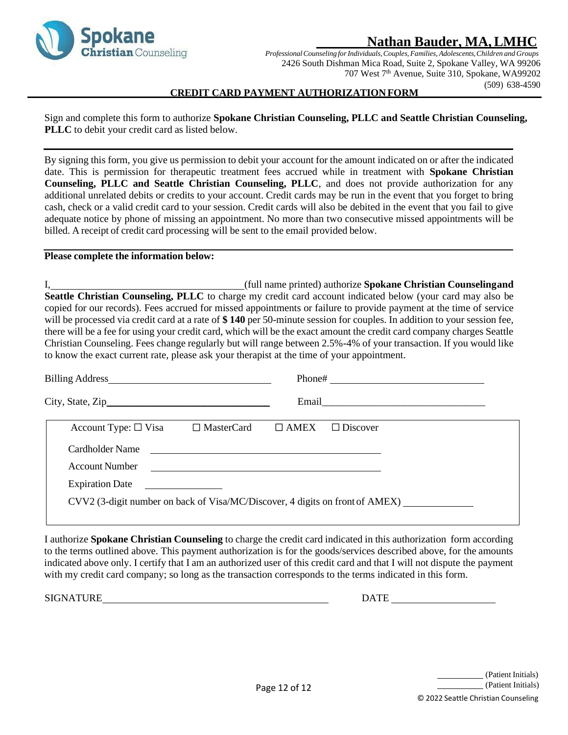**Nathan Bauder, MA, LMHC**

*Professional Counseling for Individuals, Couples, Families, Adolescents, Children and Groups*

2426 South Dishman Mica Road, Suite 2, Spokane Valley, WA 99206

707 West 7th Avenue, Suite 310, Spokane, WA99202

(509) 638-4590

## CREDIT CARD PAYMENT AUTHORIZATION FORM

Sign and complete this form to authorize **Spokane Christian Counseling, PLLC and Seattle Christian Counseling, PLLC** to debit your credit card as listed below.

By signing this form, you give us permission to debit your account for the amount indicated on or after the indicated date. This is permission for therapeutic treatment fees accrued while in treatment with **Spokane Christian Counseling, PLLC and Seattle Christian Counseling, PLLC**, and does not provide authorization for any additional unrelated debits or credits to your account. Credit cards may be run in the event that you forget to bring cash, check or a valid credit card to your session. Credit cards will also be debited in the event that you fail to give adequate notice by phone of missing an appointment. No more than two consecutive missed appointments will be billed. A receipt of credit card processing will be sent to the email provided below.

**Please complete the information below:**

I,\_\_\_\_\_\_\_\_\_\_\_\_\_\_\_\_\_\_\_\_\_\_\_\_\_\_\_\_\_\_(full name printed) authorize **Spokane Christian Counseling and Seattle Christian Counseling, PLLC** to charge my credit card account indicated below (your card may also be copied for our records). Fees accrued for missed appointments or failure to provide payment at the time of service will be processed via credit card at a rate of **$ 140** per 50-minute session for couples. In addition to your session fee, there will be a fee for using your credit card, which will be the exact amount the credit card company charges Seattle Christian Counseling. Fees change regularly but will range between 2.5%-4% of your transaction. If you would like to know the exact current rate, please ask your therapist at the time of your appointment.

Billing Address\_\_\_\_\_\_\_\_\_\_\_\_\_\_\_\_\_\_\_\_\_\_\_\_\_\_ Phone# \_\_\_\_\_\_\_\_\_\_\_\_\_\_\_\_\_\_\_\_\_\_\_\_\_\_

City, State, Zip\_\_\_\_\_\_\_\_\_\_\_\_\_\_\_\_\_\_\_\_\_\_\_\_\_\_ Email\_\_\_\_\_\_\_\_\_\_\_\_\_\_\_\_\_\_\_\_\_\_\_\_\_\_

Account Type: ☐ Visa ☐ MasterCard ☐ AMEX ☐ Discover

Cardholder Name \_\_\_\_\_\_\_\_\_\_\_\_\_\_\_\_\_\_\_\_\_\_\_\_\_\_\_\_\_\_

Account Number \_\_\_\_\_\_\_\_\_\_\_\_\_\_\_\_\_\_\_\_\_\_\_\_\_\_\_\_\_\_

Expiration Date \_\_\_\_\_\_\_\_\_\_\_\_

CVV2 (3-digit number on back of Visa/MC/Discover, 4 digits on front of AMEX) \_\_\_\_\_\_\_\_\_\_\_\_

I authorize **Spokane Christian Counseling** to charge the credit card indicated in this authorization form according to the terms outlined above. This payment authorization is for the goods/services described above, for the amounts indicated above only. I certify that I am an authorized user of this credit card and that I will not dispute the payment with my credit card company; so long as the transaction corresponds to the terms indicated in this form.

SIGNATURE\_\_\_\_\_\_\_\_\_\_\_\_\_\_\_\_\_\_\_\_\_\_\_\_\_\_\_\_\_\_\_\_\_\_ DATE \_\_\_\_\_\_\_\_\_\_\_\_\_\_\_\_

\_\_\_\_\_\_\_\_ (Patient Initials)

\_\_\_\_\_\_\_\_ (Patient Initials)

© 2022 Seattle Christian Counseling